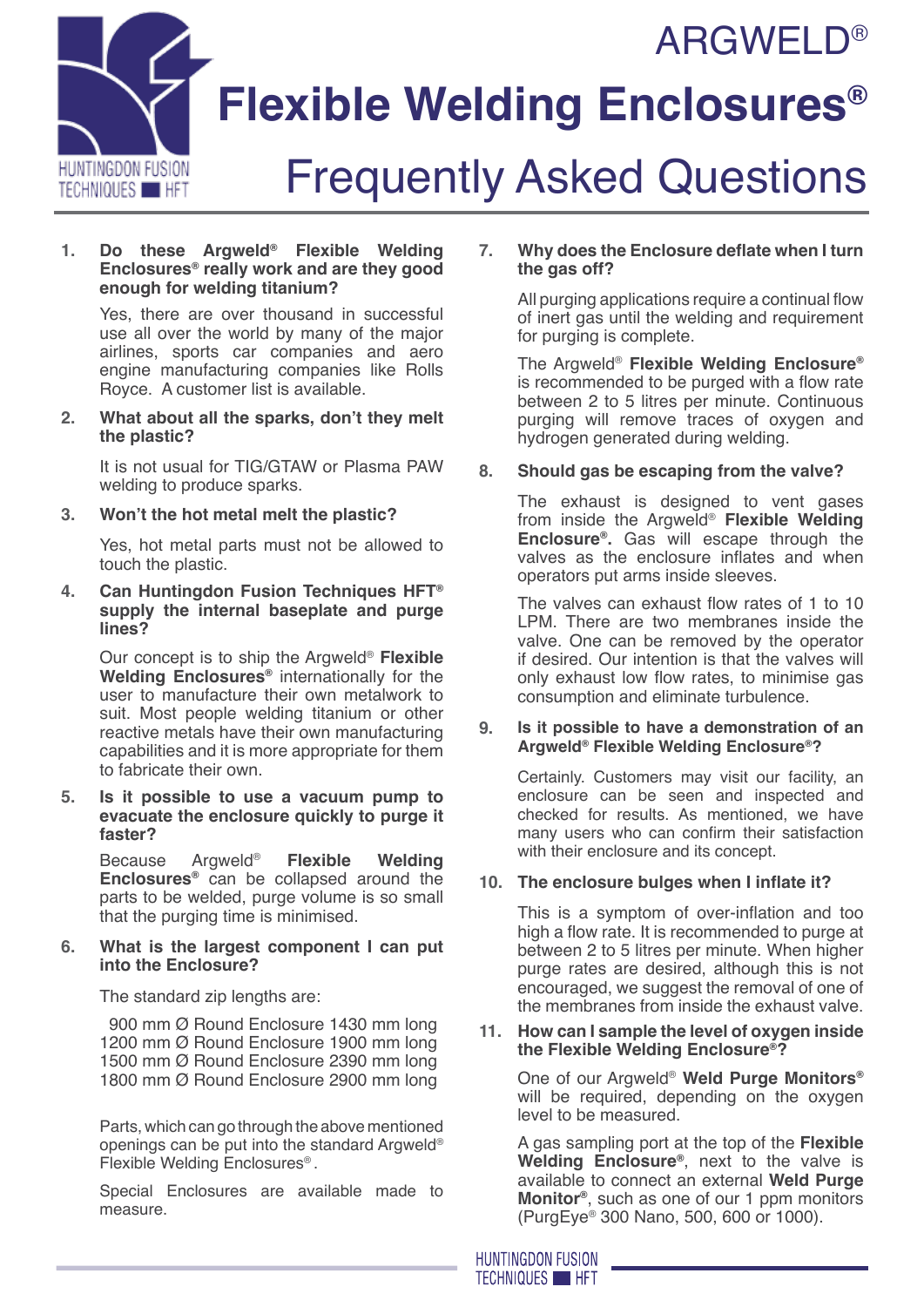# ARGWELD®

# Flexible Welding Enclosures®

## Frequently Asked Questions

1. **Do these Argweld® Flexible Welding Enclosures® really work and are they good enough for welding titanium?**

   Yes, there are over thousand in successful use all over the world by many of the major airlines, sports car companies and aero engine manufacturing companies like Rolls Royce. A customer list is available.

2. **What about all the sparks, don't they melt the plastic?**

   It is not usual for TIG/GTAW or Plasma PAW welding to produce sparks.

3. **Won't the hot metal melt the plastic?**

   Yes, hot metal parts must not be allowed to touch the plastic.

4. **Can Huntingdon Fusion Techniques HFT® supply the internal baseplate and purge lines?**

   Our concept is to ship the Argweld® **Flexible Welding Enclosures®** internationally for the user to manufacture their own metalwork to suit. Most people welding titanium or other reactive metals have their own manufacturing capabilities and it is more appropriate for them to fabricate their own.

5. **Is it possible to use a vacuum pump to evacuate the enclosure quickly to purge it faster?**

   Because Argweld® **Flexible Welding Enclosures®** can be collapsed around the parts to be welded, purge volume is so small that the purging time is minimised.

6. **What is the largest component I can put into the Enclosure?**

   The standard zip lengths are:

   900 mm Ø Round Enclosure 1430 mm long
   1200 mm Ø Round Enclosure 1900 mm long
   1500 mm Ø Round Enclosure 2390 mm long
   1800 mm Ø Round Enclosure 2900 mm long

   Parts, which can go through the above mentioned openings can be put into the standard Argweld® Flexible Welding Enclosures®.

   Special Enclosures are available made to measure.

7. **Why does the Enclosure deflate when I turn the gas off?**

   All purging applications require a continual flow of inert gas until the welding and requirement for purging is complete.

   The Argweld® **Flexible Welding Enclosure®** is recommended to be purged with a flow rate between 2 to 5 litres per minute. Continuous purging will remove traces of oxygen and hydrogen generated during welding.

8. **Should gas be escaping from the valve?**

   The exhaust is designed to vent gases from inside the Argweld® **Flexible Welding Enclosure®.** Gas will escape through the valves as the enclosure inflates and when operators put arms inside sleeves.

   The valves can exhaust flow rates of 1 to 10 LPM. There are two membranes inside the valve. One can be removed by the operator if desired. Our intention is that the valves will only exhaust low flow rates, to minimise gas consumption and eliminate turbulence.

9. **Is it possible to have a demonstration of an Argweld® Flexible Welding Enclosure®?**

   Certainly. Customers may visit our facility, an enclosure can be seen and inspected and checked for results. As mentioned, we have many users who can confirm their satisfaction with their enclosure and its concept.

10. **The enclosure bulges when I inflate it?**

    This is a symptom of over-inflation and too high a flow rate. It is recommended to purge at between 2 to 5 litres per minute. When higher purge rates are desired, although this is not encouraged, we suggest the removal of one of the membranes from inside the exhaust valve.

11. **How can I sample the level of oxygen inside the Flexible Welding Enclosure®?**

    One of our Argweld® **Weld Purge Monitors®** will be required, depending on the oxygen level to be measured.

    A gas sampling port at the top of the **Flexible Welding Enclosure®**, next to the valve is available to connect an external **Weld Purge Monitor®**, such as one of our 1 ppm monitors (PurgEye® 300 Nano, 500, 600 or 1000).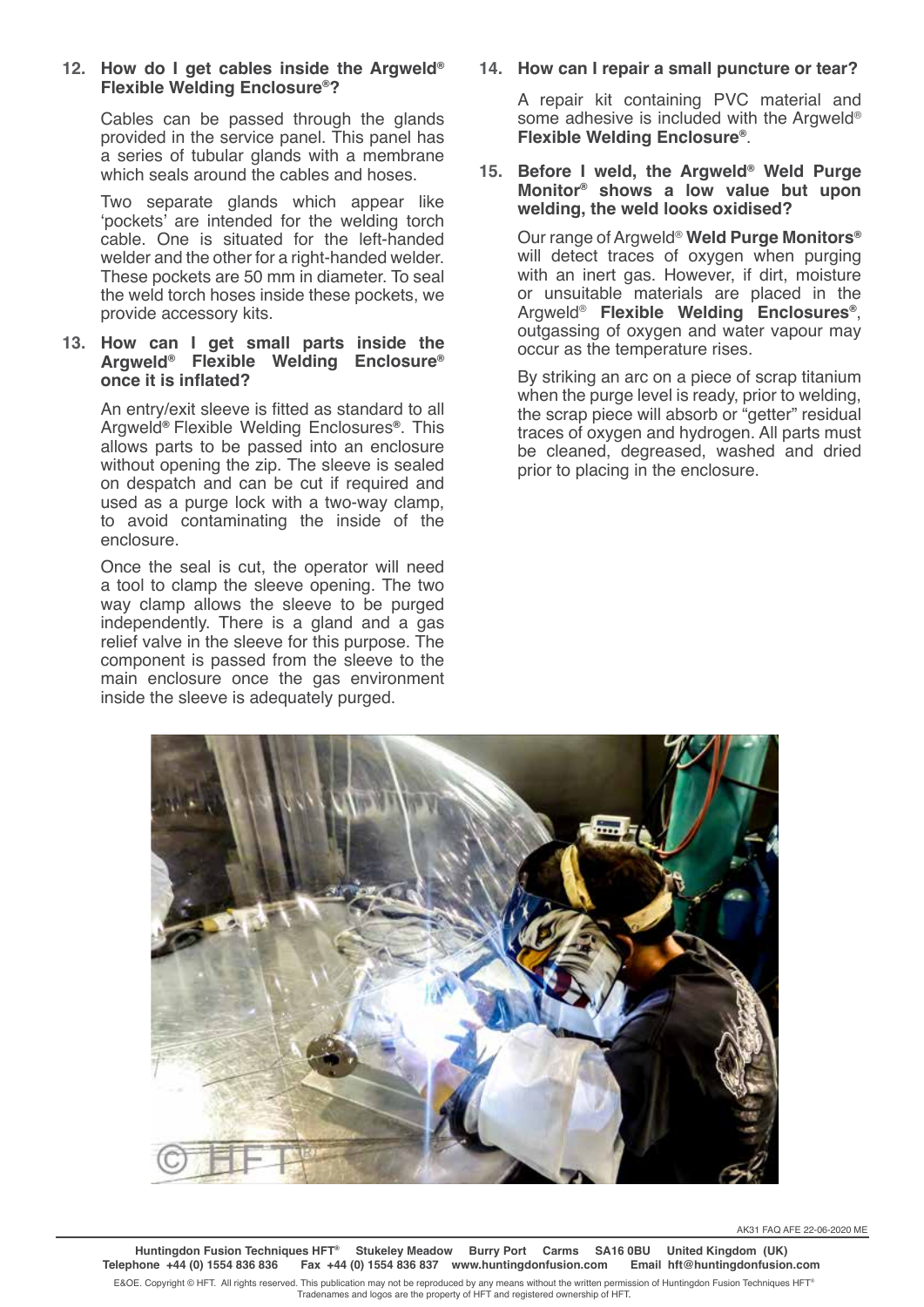**12. How do I get cables inside the Argweld® Flexible Welding Enclosure®?**

Cables can be passed through the glands provided in the service panel. This panel has a series of tubular glands with a membrane which seals around the cables and hoses.

Two separate glands which appear like 'pockets' are intended for the welding torch cable. One is situated for the left-handed welder and the other for a right-handed welder. These pockets are 50 mm in diameter. To seal the weld torch hoses inside these pockets, we provide accessory kits.

**13. How can I get small parts inside the Argweld® Flexible Welding Enclosure® once it is inflated?**

An entry/exit sleeve is fitted as standard to all Argweld® Flexible Welding Enclosures®. This allows parts to be passed into an enclosure without opening the zip. The sleeve is sealed on despatch and can be cut if required and used as a purge lock with a two-way clamp, to avoid contaminating the inside of the enclosure.

Once the seal is cut, the operator will need a tool to clamp the sleeve opening. The two way clamp allows the sleeve to be purged independently. There is a gland and a gas relief valve in the sleeve for this purpose. The component is passed from the sleeve to the main enclosure once the gas environment inside the sleeve is adequately purged.

**14. How can I repair a small puncture or tear?**

A repair kit containing PVC material and some adhesive is included with the Argweld® **Flexible Welding Enclosure®**.

**15. Before I weld, the Argweld® Weld Purge Monitor® shows a low value but upon welding, the weld looks oxidised?**

Our range of Argweld® **Weld Purge Monitors®** will detect traces of oxygen when purging with an inert gas. However, if dirt, moisture or unsuitable materials are placed in the Argweld® **Flexible Welding Enclosures®**, outgassing of oxygen and water vapour may occur as the temperature rises.

By striking an arc on a piece of scrap titanium when the purge level is ready, prior to welding, the scrap piece will absorb or "getter" residual traces of oxygen and hydrogen. All parts must be cleaned, degreased, washed and dried prior to placing in the enclosure.

AK31 FAQ AFE 22-06-2020 ME

**Huntingdon Fusion Techniques HFT® Stukeley Meadow Burry Port Carms SA16 0BU United Kingdom (UK)**
**Telephone +44 (0) 1554 836 836 Fax +44 (0) 1554 836 837 www.huntingdonfusion.com Email hft@huntingdonfusion.com**

E&OE. Copyright © HFT. All rights reserved. This publication may not be reproduced by any means without the written permission of Huntingdon Fusion Techniques HFT®
Tradenames and logos are the property of HFT and registered ownership of HFT.